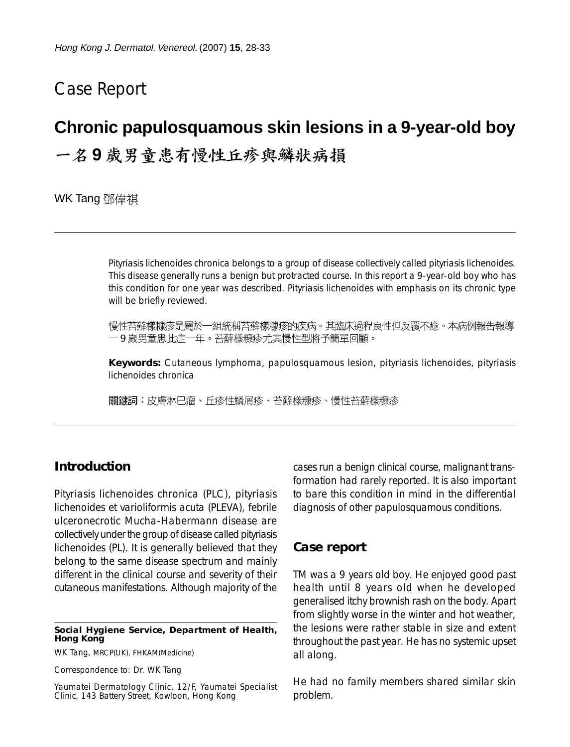# Case Report

## Chronic papulosquamous skin lesions in a 9-year-old boy

## 一名 9 歲男童患有慢性丘疹與鱗狀病損

WK Tang 鄧偉祺

Pityriasis lichenoides chronica belongs to a group of disease collectively called pityriasis lichenoides. This disease generally runs a benign but protracted course. In this report a 9-year-old boy who has this condition for one year was described. Pityriasis lichenoides with emphasis on its chronic type will be briefly reviewed.

慢性苔蘚樣糠疹是屬於一組統稱苔蘚樣糠疹的疾病。其臨床過程良性但反覆不癒。本病例報告報導一9歲男童患此症一年。苔蘚樣糠疹尤其慢性型將予簡單回顧。

**Keywords:** Cutaneous lymphoma, papulosquamous lesion, pityriasis lichenoides, pityriasis lichenoides chronica

**關鍵詞：**皮膚淋巴瘤、丘疹性鱗屑疹、苔蘚樣糠疹、慢性苔蘚樣糠疹

### Introduction

Pityriasis lichenoides chronica (PLC), pityriasis lichenoides et varioliformis acuta (PLEVA), febrile ulceronecrotic Mucha-Habermann disease are collectively under the group of disease called pityriasis lichenoides (PL). It is generally believed that they belong to the same disease spectrum and mainly different in the clinical course and severity of their cutaneous manifestations. Although majority of the cases run a benign clinical course, malignant transformation had rarely reported. It is also important to bare this condition in mind in the differential diagnosis of other papulosquamous conditions.

### Case report

TM was a 9 years old boy. He enjoyed good past health until 8 years old when he developed generalised itchy brownish rash on the body. Apart from slightly worse in the winter and hot weather, the lesions were rather stable in size and extent throughout the past year. He has no systemic upset all along.

He had no family members shared similar skin problem.

**Social Hygiene Service, Department of Health, Hong Kong**

WK Tang, MRCP(UK), FHKAM(Medicine)

Correspondence to: Dr. WK Tang

Yaumatei Dermatology Clinic, 12/F, Yaumatei Specialist Clinic, 143 Battery Street, Kowloon, Hong Kong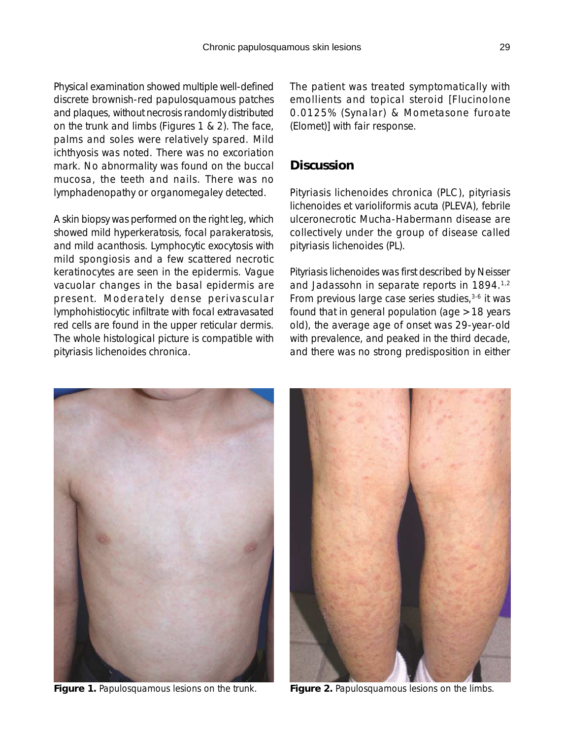Physical examination showed multiple well-defined discrete brownish-red papulosquamous patches and plaques, without necrosis randomly distributed on the trunk and limbs (Figures 1 & 2). The face, palms and soles were relatively spared. Mild ichthyosis was noted. There was no excoriation mark. No abnormality was found on the buccal mucosa, the teeth and nails. There was no lymphadenopathy or organomegaley detected.

A skin biopsy was performed on the right leg, which showed mild hyperkeratosis, focal parakeratosis, and mild acanthosis. Lymphocytic exocytosis with mild spongiosis and a few scattered necrotic keratinocytes are seen in the epidermis. Vague vacuolar changes in the basal epidermis are present. Moderately dense perivascular lymphohistiocytic infiltrate with focal extravasated red cells are found in the upper reticular dermis. The whole histological picture is compatible with pityriasis lichenoides chronica.

The patient was treated symptomatically with emollients and topical steroid [Flucinolone 0.0125% (Synalar) & Mometasone furoate (Elomet)] with fair response.

## Discussion

Pityriasis lichenoides chronica (PLC), pityriasis lichenoides et varioliformis acuta (PLEVA), febrile ulceronecrotic Mucha-Habermann disease are collectively under the group of disease called pityriasis lichenoides (PL).

Pityriasis lichenoides was first described by Neisser and Jadassohn in separate reports in 1894.[1,2] From previous large case series studies,[3-6] it was found that in general population (age >18 years old), the average age of onset was 29-year-old with prevalence, and peaked in the third decade, and there was no strong predisposition in either

**Figure 1.** Papulosquamous lesions on the trunk.

**Figure 2.** Papulosquamous lesions on the limbs.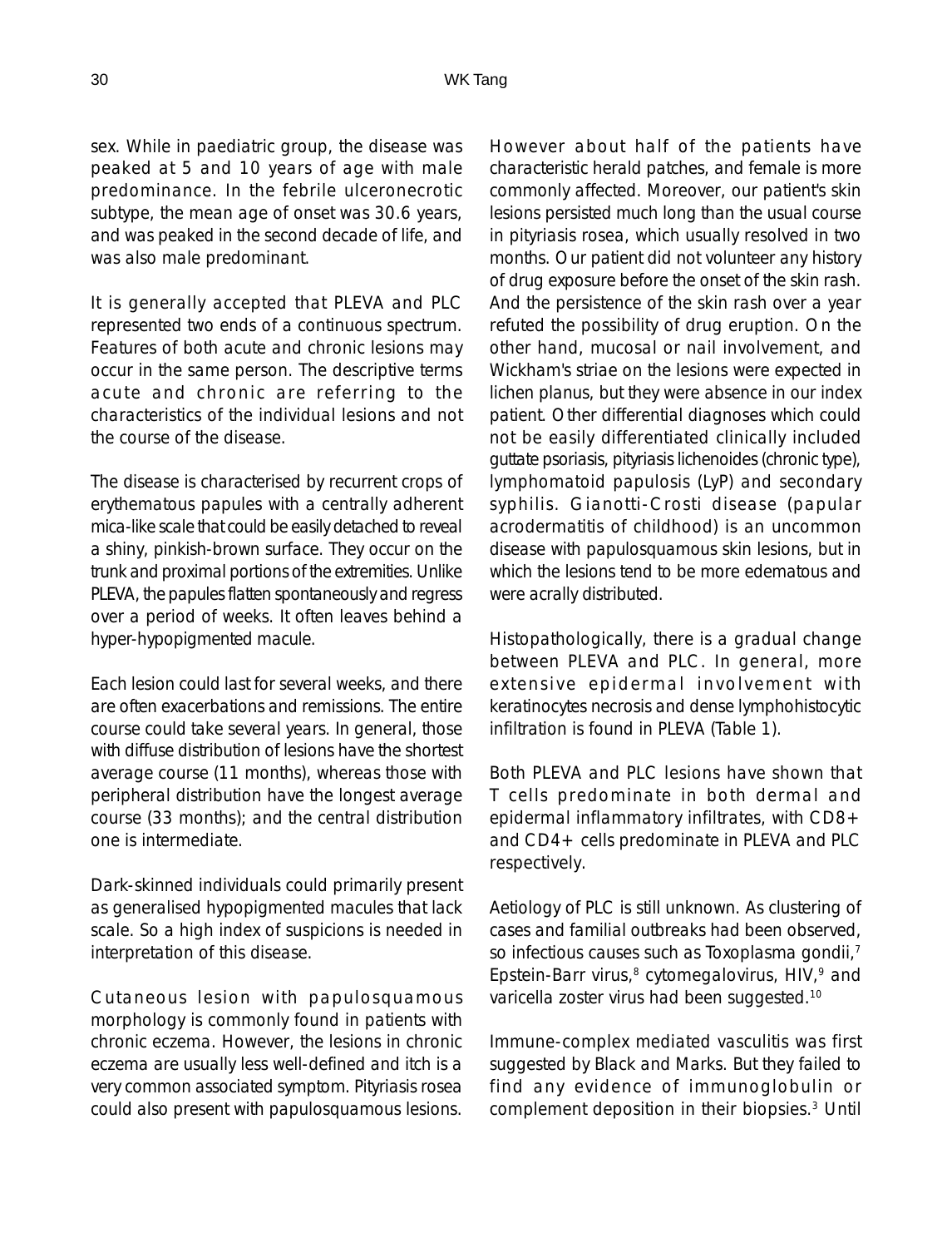sex. While in paediatric group, the disease was peaked at 5 and 10 years of age with male predominance. In the febrile ulceronecrotic subtype, the mean age of onset was 30.6 years, and was peaked in the second decade of life, and was also male predominant.

It is generally accepted that PLEVA and PLC represented two ends of a continuous spectrum. Features of both acute and chronic lesions may occur in the same person. The descriptive terms acute and chronic are referring to the characteristics of the individual lesions and not the course of the disease.

The disease is characterised by recurrent crops of erythematous papules with a centrally adherent mica-like scale that could be easily detached to reveal a shiny, pinkish-brown surface. They occur on the trunk and proximal portions of the extremities. Unlike PLEVA, the papules flatten spontaneously and regress over a period of weeks. It often leaves behind a hyper-hypopigmented macule.

Each lesion could last for several weeks, and there are often exacerbations and remissions. The entire course could take several years. In general, those with diffuse distribution of lesions have the shortest average course (11 months), whereas those with peripheral distribution have the longest average course (33 months); and the central distribution one is intermediate.

Dark-skinned individuals could primarily present as generalised hypopigmented macules that lack scale. So a high index of suspicions is needed in interpretation of this disease.

Cutaneous lesion with papulosquamous morphology is commonly found in patients with chronic eczema. However, the lesions in chronic eczema are usually less well-defined and itch is a very common associated symptom. Pityriasis rosea could also present with papulosquamous lesions. However about half of the patients have characteristic herald patches, and female is more commonly affected. Moreover, our patient's skin lesions persisted much long than the usual course in pityriasis rosea, which usually resolved in two months. Our patient did not volunteer any history of drug exposure before the onset of the skin rash. And the persistence of the skin rash over a year refuted the possibility of drug eruption. On the other hand, mucosal or nail involvement, and Wickham's striae on the lesions were expected in lichen planus, but they were absence in our index patient. Other differential diagnoses which could not be easily differentiated clinically included guttate psoriasis, pityriasis lichenoides (chronic type), lymphomatoid papulosis (LyP) and secondary syphilis. Gianotti-Crosti disease (papular acrodermatitis of childhood) is an uncommon disease with papulosquamous skin lesions, but in which the lesions tend to be more edematous and were acrally distributed.

Histopathologically, there is a gradual change between PLEVA and PLC. In general, more extensive epidermal involvement with keratinocytes necrosis and dense lymphohistocytic infiltration is found in PLEVA (Table 1).

Both PLEVA and PLC lesions have shown that T cells predominate in both dermal and epidermal inflammatory infiltrates, with CD8+ and CD4+ cells predominate in PLEVA and PLC respectively.

Aetiology of PLC is still unknown. As clustering of cases and familial outbreaks had been observed, so infectious causes such as Toxoplasma gondii,[7] Epstein-Barr virus,[8] cytomegalovirus, HIV,[9] and varicella zoster virus had been suggested.[10]

Immune-complex mediated vasculitis was first suggested by Black and Marks. But they failed to find any evidence of immunoglobulin or complement deposition in their biopsies.[3] Until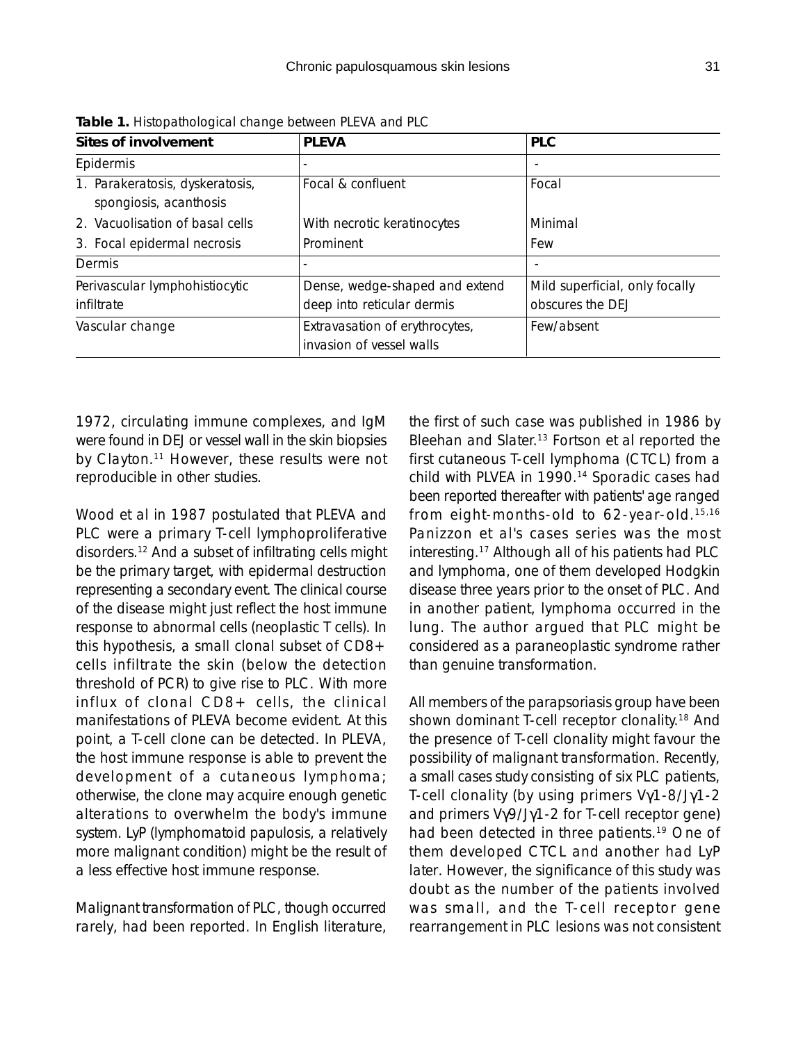**Table 1.** Histopathological change between PLEVA and PLC

| Sites of involvement | PLEVA | PLC |
|---|---|---|
| Epidermis | - | - |
| 1. Parakeratosis, dyskeratosis, spongiosis, acanthosis | Focal & confluent | Focal |
| 2. Vacuolisation of basal cells | With necrotic keratinocytes | Minimal |
| 3. Focal epidermal necrosis | Prominent | Few |
| Dermis | - | - |
| Perivascular lymphohistiocytic infiltrate | Dense, wedge-shaped and extend deep into reticular dermis | Mild superficial, only focally obscures the DEJ |
| Vascular change | Extravasation of erythrocytes, invasion of vessel walls | Few/absent |

1972, circulating immune complexes, and IgM were found in DEJ or vessel wall in the skin biopsies by Clayton.[11] However, these results were not reproducible in other studies.

Wood et al in 1987 postulated that PLEVA and PLC were a primary T-cell lymphoproliferative disorders.[12] And a subset of infiltrating cells might be the primary target, with epidermal destruction representing a secondary event. The clinical course of the disease might just reflect the host immune response to abnormal cells (neoplastic T cells). In this hypothesis, a small clonal subset of CD8+ cells infiltrate the skin (below the detection threshold of PCR) to give rise to PLC. With more influx of clonal CD8+ cells, the clinical manifestations of PLEVA become evident. At this point, a T-cell clone can be detected. In PLEVA, the host immune response is able to prevent the development of a cutaneous lymphoma; otherwise, the clone may acquire enough genetic alterations to overwhelm the body's immune system. LyP (lymphomatoid papulosis, a relatively more malignant condition) might be the result of a less effective host immune response.

Malignant transformation of PLC, though occurred rarely, had been reported. In English literature, the first of such case was published in 1986 by Bleehan and Slater.[13] Fortson et al reported the first cutaneous T-cell lymphoma (CTCL) from a child with PLVEA in 1990.[14] Sporadic cases had been reported thereafter with patients' age ranged from eight-months-old to 62-year-old.[15,16] Panizzon et al's cases series was the most interesting.[17] Although all of his patients had PLC and lymphoma, one of them developed Hodgkin disease three years prior to the onset of PLC. And in another patient, lymphoma occurred in the lung. The author argued that PLC might be considered as a paraneoplastic syndrome rather than genuine transformation.

All members of the parapsoriasis group have been shown dominant T-cell receptor clonality.[18] And the presence of T-cell clonality might favour the possibility of malignant transformation. Recently, a small cases study consisting of six PLC patients, T-cell clonality (by using primers Vγ1-8/Jγ1-2 and primers Vγ9/Jγ1-2 for T-cell receptor gene) had been detected in three patients.[19] One of them developed CTCL and another had LyP later. However, the significance of this study was doubt as the number of the patients involved was small, and the T-cell receptor gene rearrangement in PLC lesions was not consistent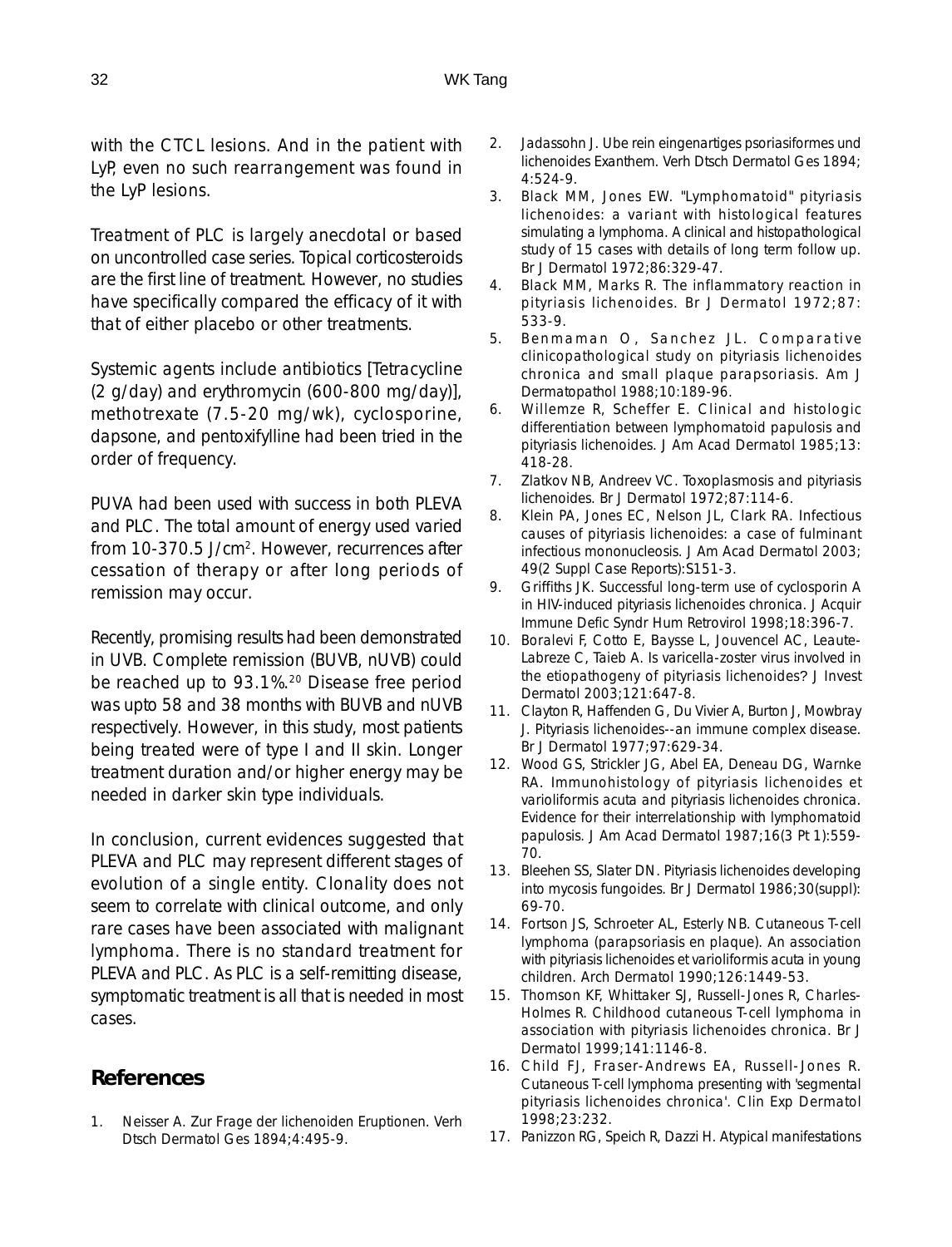with the CTCL lesions. And in the patient with LyP, even no such rearrangement was found in the LyP lesions.

Treatment of PLC is largely anecdotal or based on uncontrolled case series. Topical corticosteroids are the first line of treatment. However, no studies have specifically compared the efficacy of it with that of either placebo or other treatments.

Systemic agents include antibiotics [Tetracycline (2 g/day) and erythromycin (600-800 mg/day)], methotrexate (7.5-20 mg/wk), cyclosporine, dapsone, and pentoxifylline had been tried in the order of frequency.

PUVA had been used with success in both PLEVA and PLC. The total amount of energy used varied from 10-370.5 J/cm$^2$. However, recurrences after cessation of therapy or after long periods of remission may occur.

Recently, promising results had been demonstrated in UVB. Complete remission (BUVB, nUVB) could be reached up to 93.1%.[20] Disease free period was upto 58 and 38 months with BUVB and nUVB respectively. However, in this study, most patients being treated were of type I and II skin. Longer treatment duration and/or higher energy may be needed in darker skin type individuals.

In conclusion, current evidences suggested that PLEVA and PLC may represent different stages of evolution of a single entity. Clonality does not seem to correlate with clinical outcome, and only rare cases have been associated with malignant lymphoma. There is no standard treatment for PLEVA and PLC. As PLC is a self-remitting disease, symptomatic treatment is all that is needed in most cases.

## References

1. Neisser A. Zur Frage der lichenoiden Eruptionen. Verh Dtsch Dermatol Ges 1894;4:495-9.
2. Jadassohn J. Ube rein eingenartiges psoriasiformes und lichenoides Exanthem. Verh Dtsch Dermatol Ges 1894; 4:524-9.
3. Black MM, Jones EW. "Lymphomatoid" pityriasis lichenoides: a variant with histological features simulating a lymphoma. A clinical and histopathological study of 15 cases with details of long term follow up. Br J Dermatol 1972;86:329-47.
4. Black MM, Marks R. The inflammatory reaction in pityriasis lichenoides. Br J Dermatol 1972;87: 533-9.
5. Benmaman O, Sanchez JL. Comparative clinicopathological study on pityriasis lichenoides chronica and small plaque parapsoriasis. Am J Dermatopathol 1988;10:189-96.
6. Willemze R, Scheffer E. Clinical and histologic differentiation between lymphomatoid papulosis and pityriasis lichenoides. J Am Acad Dermatol 1985;13: 418-28.
7. Zlatkov NB, Andreev VC. Toxoplasmosis and pityriasis lichenoides. Br J Dermatol 1972;87:114-6.
8. Klein PA, Jones EC, Nelson JL, Clark RA. Infectious causes of pityriasis lichenoides: a case of fulminant infectious mononucleosis. J Am Acad Dermatol 2003; 49(2 Suppl Case Reports):S151-3.
9. Griffiths JK. Successful long-term use of cyclosporin A in HIV-induced pityriasis lichenoides chronica. J Acquir Immune Defic Syndr Hum Retrovirol 1998;18:396-7.
10. Boralevi F, Cotto E, Baysse L, Jouvencel AC, Leaute-Labreze C, Taieb A. Is varicella-zoster virus involved in the etiopathogeny of pityriasis lichenoides? J Invest Dermatol 2003;121:647-8.
11. Clayton R, Haffenden G, Du Vivier A, Burton J, Mowbray J. Pityriasis lichenoides--an immune complex disease. Br J Dermatol 1977;97:629-34.
12. Wood GS, Strickler JG, Abel EA, Deneau DG, Warnke RA. Immunohistology of pityriasis lichenoides et varioliformis acuta and pityriasis lichenoides chronica. Evidence for their interrelationship with lymphomatoid papulosis. J Am Acad Dermatol 1987;16(3 Pt 1):559-70.
13. Bleehen SS, Slater DN. Pityriasis lichenoides developing into mycosis fungoides. Br J Dermatol 1986;30(suppl): 69-70.
14. Fortson JS, Schroeter AL, Esterly NB. Cutaneous T-cell lymphoma (parapsoriasis en plaque). An association with pityriasis lichenoides et varioliformis acuta in young children. Arch Dermatol 1990;126:1449-53.
15. Thomson KF, Whittaker SJ, Russell-Jones R, Charles-Holmes R. Childhood cutaneous T-cell lymphoma in association with pityriasis lichenoides chronica. Br J Dermatol 1999;141:1146-8.
16. Child FJ, Fraser-Andrews EA, Russell-Jones R. Cutaneous T-cell lymphoma presenting with 'segmental pityriasis lichenoides chronica'. Clin Exp Dermatol 1998;23:232.
17. Panizzon RG, Speich R, Dazzi H. Atypical manifestations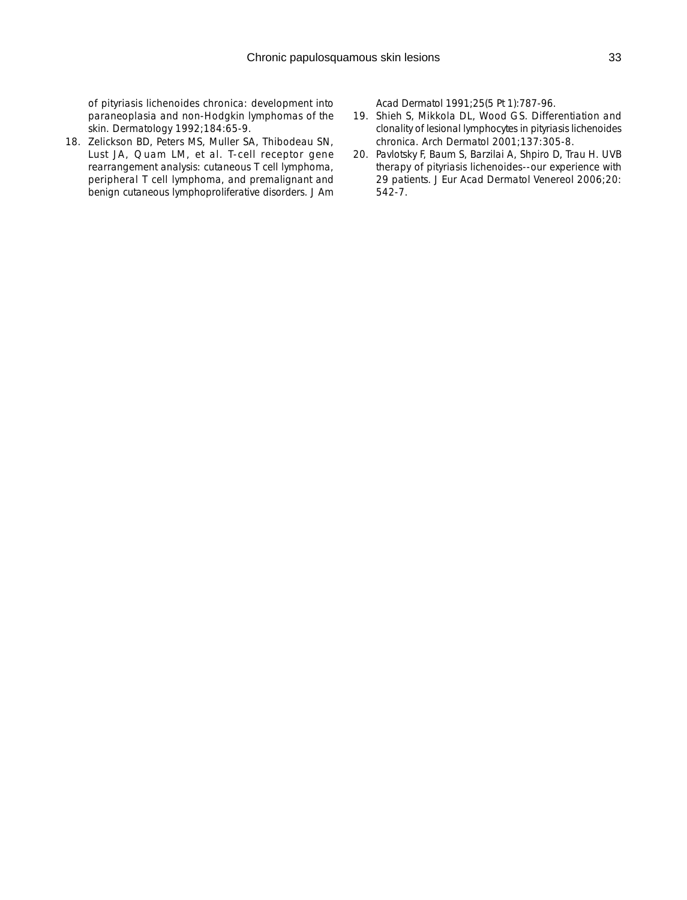of pityriasis lichenoides chronica: development into paraneoplasia and non-Hodgkin lymphomas of the skin. Dermatology 1992;184:65-9.

18. Zelickson BD, Peters MS, Muller SA, Thibodeau SN, Lust JA, Quam LM, et al. T-cell receptor gene rearrangement analysis: cutaneous T cell lymphoma, peripheral T cell lymphoma, and premalignant and benign cutaneous lymphoproliferative disorders. J Am Acad Dermatol 1991;25(5 Pt 1):787-96.
19. Shieh S, Mikkola DL, Wood GS. Differentiation and clonality of lesional lymphocytes in pityriasis lichenoides chronica. Arch Dermatol 2001;137:305-8.
20. Pavlotsky F, Baum S, Barzilai A, Shpiro D, Trau H. UVB therapy of pityriasis lichenoides--our experience with 29 patients. J Eur Acad Dermatol Venereol 2006;20: 542-7.